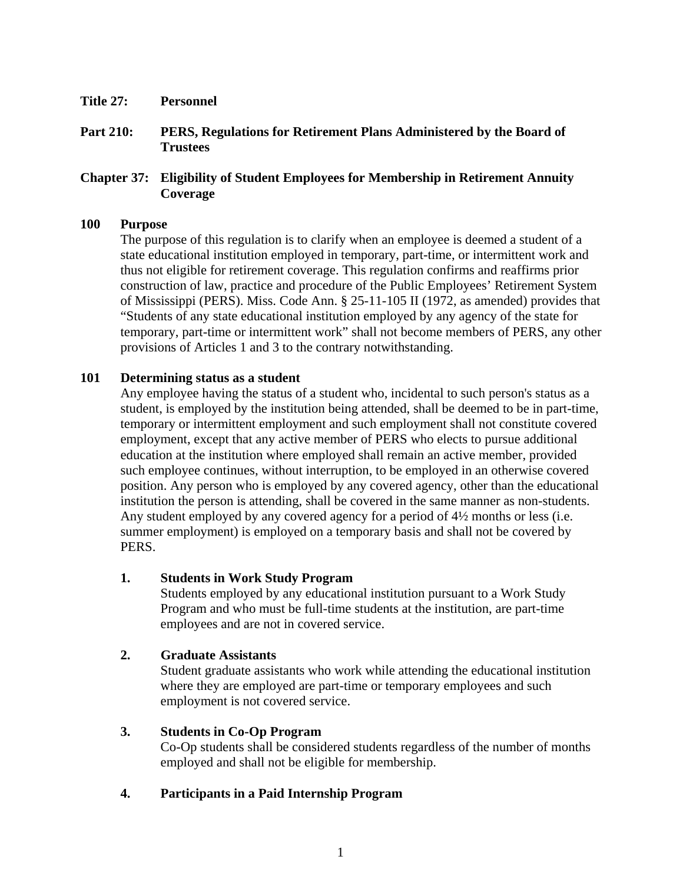**Title 27: Personnel**

**Part 210: PERS, Regulations for Retirement Plans Administered by the Board of Trustees**

**Chapter 37: Eligibility of Student Employees for Membership in Retirement Annuity Coverage**

**100 Purpose**

The purpose of this regulation is to clarify when an employee is deemed a student of a state educational institution employed in temporary, part-time, or intermittent work and thus not eligible for retirement coverage. This regulation confirms and reaffirms prior construction of law, practice and procedure of the Public Employees' Retirement System of Mississippi (PERS). Miss. Code Ann. § 25-11-105 II (1972, as amended) provides that "Students of any state educational institution employed by any agency of the state for temporary, part-time or intermittent work" shall not become members of PERS, any other provisions of Articles 1 and 3 to the contrary notwithstanding.

**101 Determining status as a student**

Any employee having the status of a student who, incidental to such person's status as a student, is employed by the institution being attended, shall be deemed to be in part-time, temporary or intermittent employment and such employment shall not constitute covered employment, except that any active member of PERS who elects to pursue additional education at the institution where employed shall remain an active member, provided such employee continues, without interruption, to be employed in an otherwise covered position. Any person who is employed by any covered agency, other than the educational institution the person is attending, shall be covered in the same manner as non-students. Any student employed by any covered agency for a period of 4½ months or less (i.e. summer employment) is employed on a temporary basis and shall not be covered by PERS.

1. **Students in Work Study Program**

   Students employed by any educational institution pursuant to a Work Study Program and who must be full-time students at the institution, are part-time employees and are not in covered service.

2. **Graduate Assistants**

   Student graduate assistants who work while attending the educational institution where they are employed are part-time or temporary employees and such employment is not covered service.

3. **Students in Co-Op Program**

   Co-Op students shall be considered students regardless of the number of months employed and shall not be eligible for membership.

4. **Participants in a Paid Internship Program**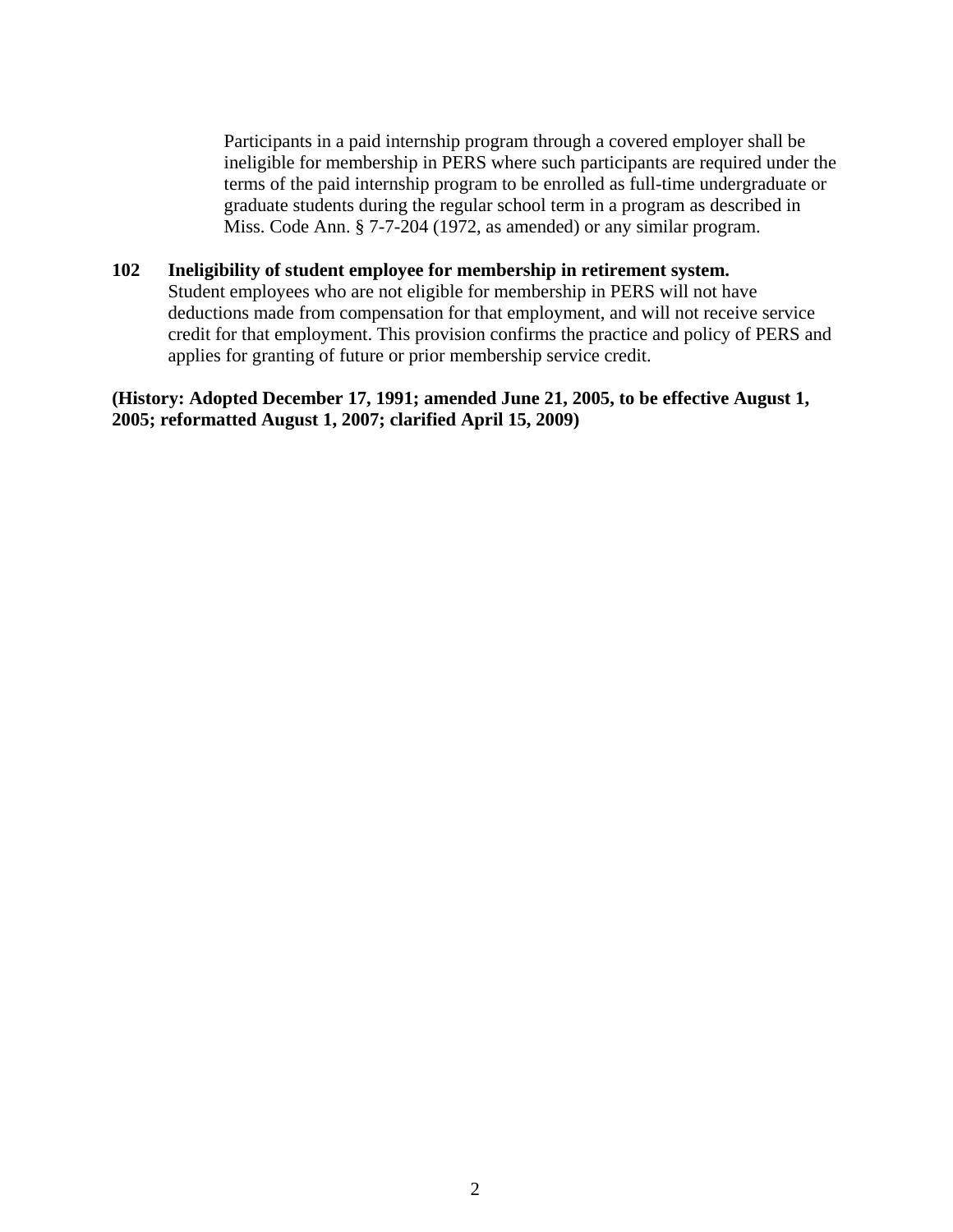Participants in a paid internship program through a covered employer shall be ineligible for membership in PERS where such participants are required under the terms of the paid internship program to be enrolled as full-time undergraduate or graduate students during the regular school term in a program as described in Miss. Code Ann. § 7-7-204 (1972, as amended) or any similar program.

**102 Ineligibility of student employee for membership in retirement system.**
Student employees who are not eligible for membership in PERS will not have deductions made from compensation for that employment, and will not receive service credit for that employment. This provision confirms the practice and policy of PERS and applies for granting of future or prior membership service credit.

**(History: Adopted December 17, 1991; amended June 21, 2005, to be effective August 1, 2005; reformatted August 1, 2007; clarified April 15, 2009)**